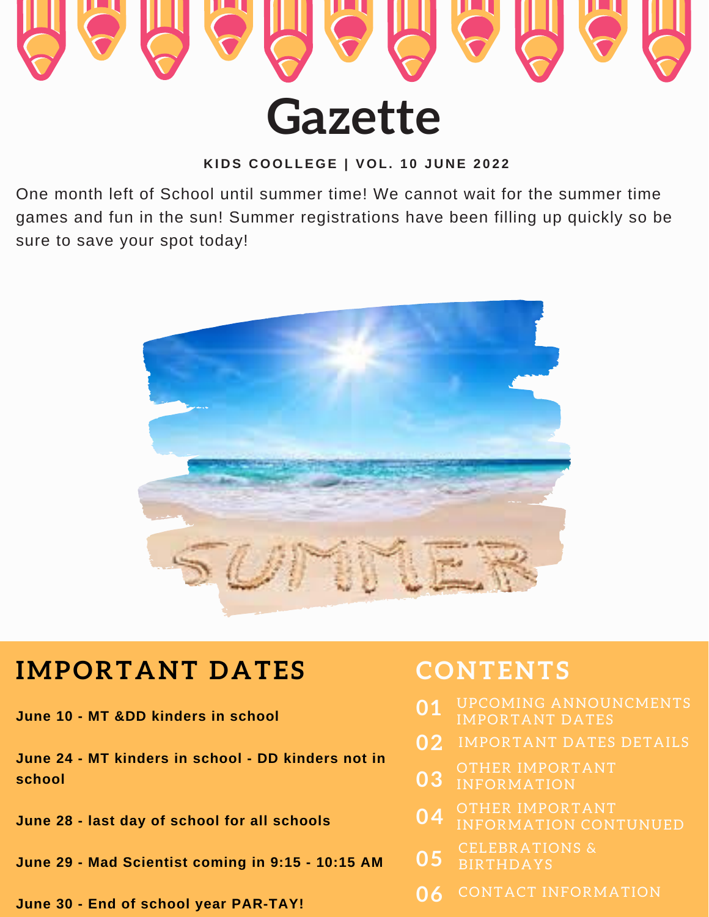# Gazette

**KIDS COOLLEGE | VOL. 10 JUNE 2022**

One month left of School until summer time! We cannot wait for the summer time games and fun in the sun! Summer registrations have been filling up quickly so be sure to save your spot today!

## IMPORTANT DATES

**June 10 - MT &DD kinders in school**

**June 24 - MT kinders in school - DD kinders not in school**

**June 28 - last day of school for all schools**

**June 29 - Mad Scientist coming in 9:15 - 10:15 AM**

**June 30 - End of school year PAR-TAY!**

## CONTENTS

- **01** UPCOMING ANNOUNCMENTS IMPORTANT DATES
- **02** IMPORTANT DATES DETAILS
- **03** OTHER IMPORTANT INFORMATION
- **04** OTHER IMPORTANT INFORMATION CONTUNUED
- **05** CELEBRATIONS & BIRTHDAYS
- **06** CONTACT INFORMATION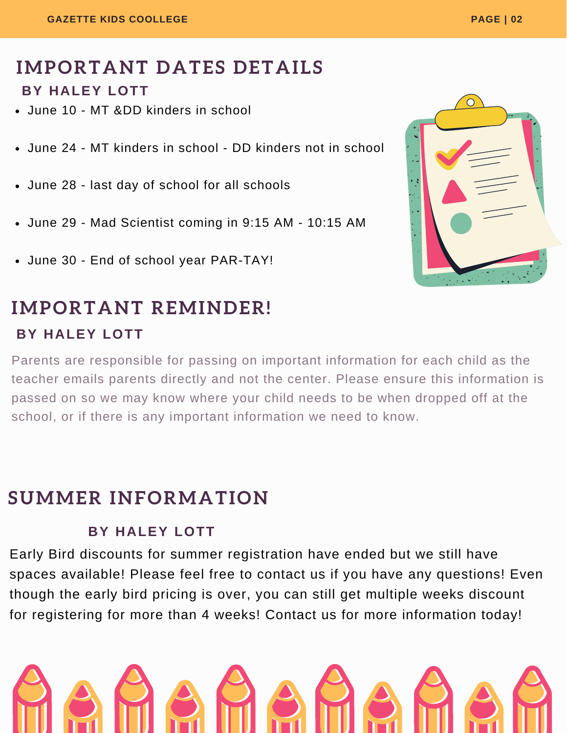# IMPORTANT DATES DETAILS

**BY HALEY LOTT**

- June 10 - MT &DD kinders in school
- June 24 - MT kinders in school - DD kinders not in school
- June 28 - last day of school for all schools
- June 29 - Mad Scientist coming in 9:15 AM - 10:15 AM
- June 30 - End of school year PAR-TAY!

# IMPORTANT REMINDER!

**BY HALEY LOTT**

Parents are responsible for passing on important information for each child as the teacher emails parents directly and not the center. Please ensure this information is passed on so we may know where your child needs to be when dropped off at the school, or if there is any important information we need to know.

# SUMMER INFORMATION

**BY HALEY LOTT**

Early Bird discounts for summer registration have ended but we still have spaces available! Please feel free to contact us if you have any questions! Even though the early bird pricing is over, you can still get multiple weeks discount for registering for more than 4 weeks! Contact us for more information today!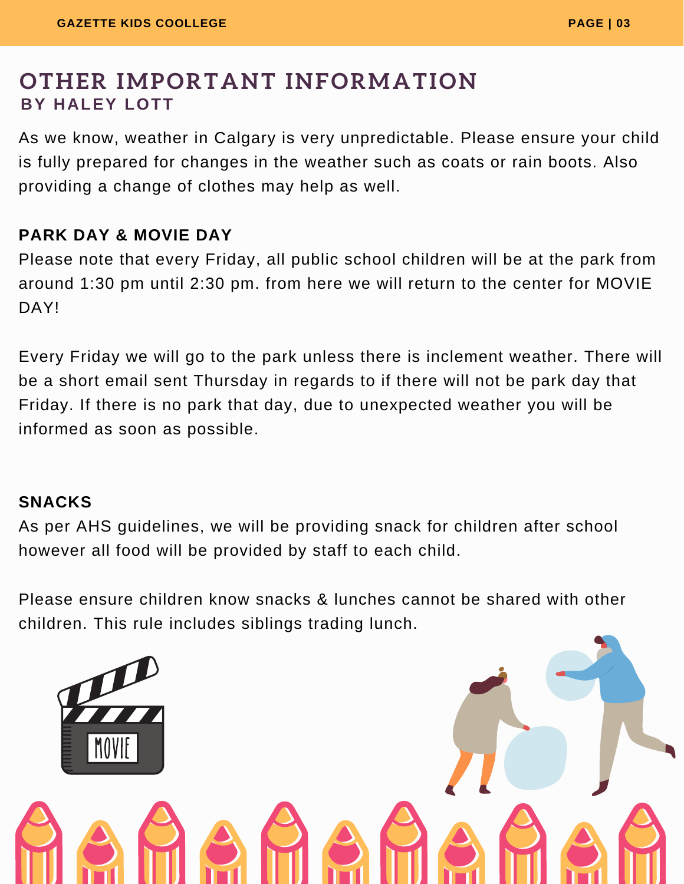# OTHER IMPORTANT INFORMATION

### BY HALEY LOTT

As we know, weather in Calgary is very unpredictable. Please ensure your child is fully prepared for changes in the weather such as coats or rain boots. Also providing a change of clothes may help as well.

**PARK DAY & MOVIE DAY**

Please note that every Friday, all public school children will be at the park from around 1:30 pm until 2:30 pm. from here we will return to the center for MOVIE DAY!

Every Friday we will go to the park unless there is inclement weather. There will be a short email sent Thursday in regards to if there will not be park day that Friday. If there is no park that day, due to unexpected weather you will be informed as soon as possible.

**SNACKS**

As per AHS guidelines, we will be providing snack for children after school however all food will be provided by staff to each child.

Please ensure children know snacks & lunches cannot be shared with other children. This rule includes siblings trading lunch.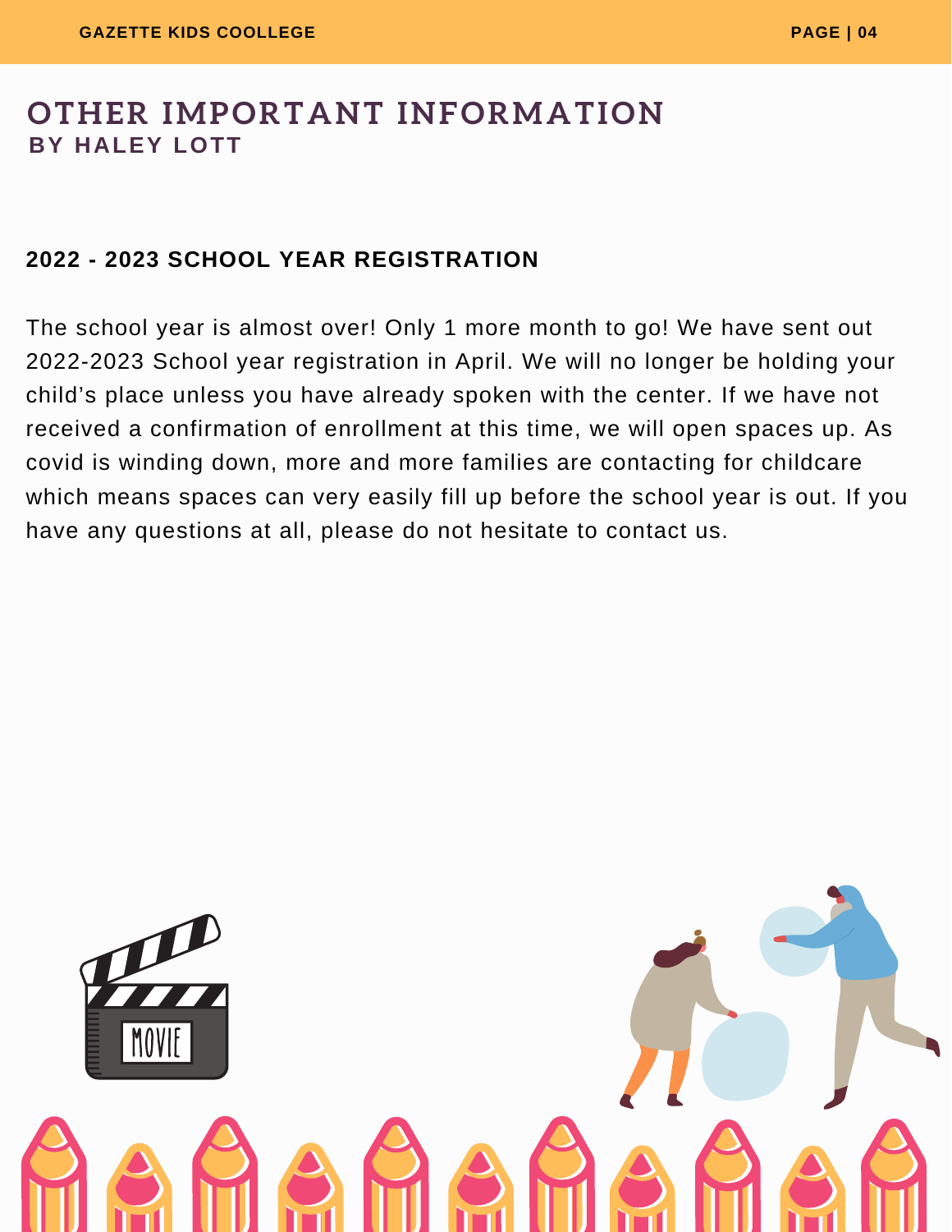# OTHER IMPORTANT INFORMATION

**BY HALEY LOTT**

## 2022 - 2023 SCHOOL YEAR REGISTRATION

The school year is almost over! Only 1 more month to go! We have sent out 2022-2023 School year registration in April. We will no longer be holding your child's place unless you have already spoken with the center. If we have not received a confirmation of enrollment at this time, we will open spaces up. As covid is winding down, more and more families are contacting for childcare which means spaces can very easily fill up before the school year is out. If you have any questions at all, please do not hesitate to contact us.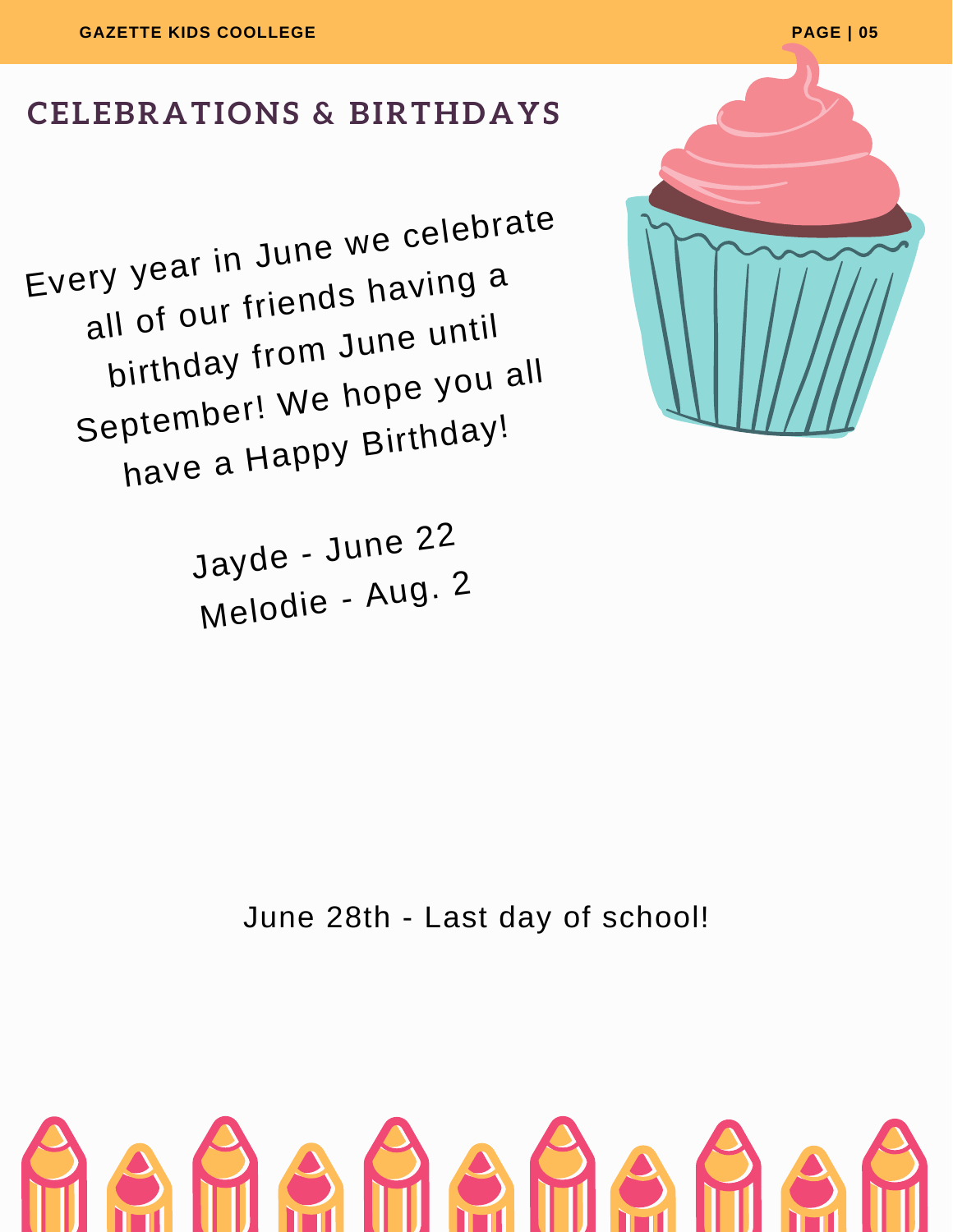## CELEBRATIONS & BIRTHDAYS

Every year in June we celebrate all of our friends having a birthday from June until September! We hope you all have a Happy Birthday!

Jayde - June 22
Melodie - Aug. 2

June 28th - Last day of school!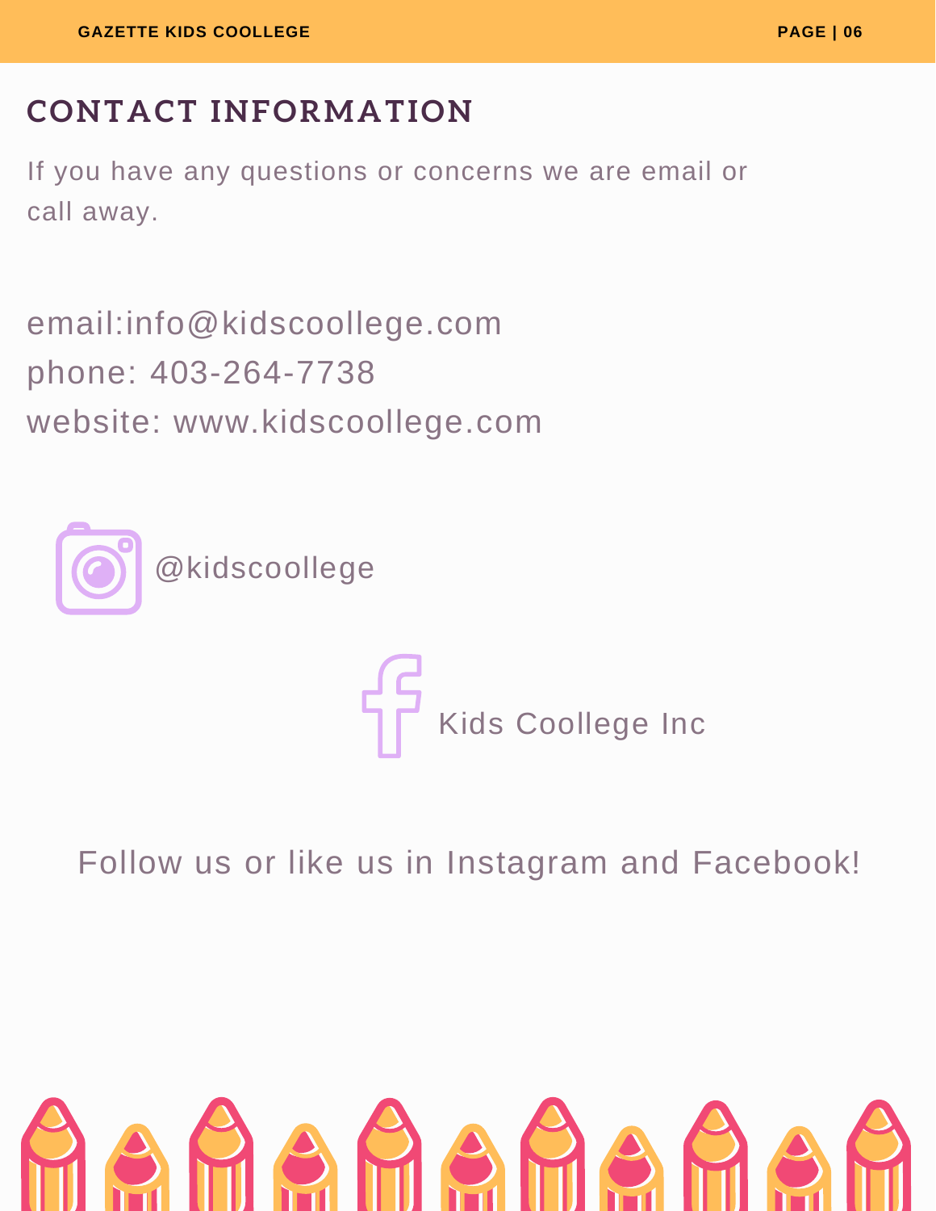## CONTACT INFORMATION

If you have any questions or concerns we are email or call away.

email:info@kidscoollege.com
phone: 403-264-7738
website: www.kidscoollege.com

@kidscoollege

Kids Coollege Inc

Follow us or like us in Instagram and Facebook!